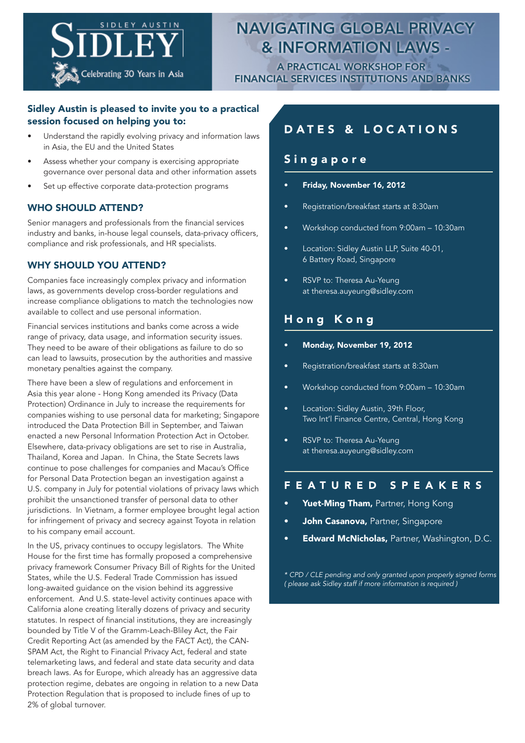SIDLEY AUSTIN

SIDLEY

Celebrating 30 Years in Asia

# NAVIGATING GLOBAL PRIVACY & INFORMATION LAWS - A PRACTICAL WORKSHOP FOR FINANCIAL SERVICES INSTITUTIONS AND BANKS

### Sidley Austin is pleased to invite you to a practical session focused on helping you to:

- Understand the rapidly evolving privacy and information laws in Asia, the EU and the United States
- Assess whether your company is exercising appropriate governance over personal data and other information assets
- Set up effective corporate data-protection programs

## WHO SHOULD ATTEND?

Senior managers and professionals from the financial services industry and banks, in-house legal counsels, data-privacy officers, compliance and risk professionals, and HR specialists.

## WHY SHOULD YOU ATTEND?

Companies face increasingly complex privacy and information laws, as governments develop cross-border regulations and increase compliance obligations to match the technologies now available to collect and use personal information.

Financial services institutions and banks come across a wide range of privacy, data usage, and information security issues. They need to be aware of their obligations as failure to do so can lead to lawsuits, prosecution by the authorities and massive monetary penalties against the company.

There have been a slew of regulations and enforcement in Asia this year alone - Hong Kong amended its Privacy (Data Protection) Ordinance in July to increase the requirements for companies wishing to use personal data for marketing; Singapore introduced the Data Protection Bill in September, and Taiwan enacted a new Personal Information Protection Act in October. Elsewhere, data-privacy obligations are set to rise in Australia, Thailand, Korea and Japan. In China, the State Secrets laws continue to pose challenges for companies and Macau's Office for Personal Data Protection began an investigation against a U.S. company in July for potential violations of privacy laws which prohibit the unsanctioned transfer of personal data to other jurisdictions. In Vietnam, a former employee brought legal action for infringement of privacy and secrecy against Toyota in relation to his company email account.

In the US, privacy continues to occupy legislators. The White House for the first time has formally proposed a comprehensive privacy framework Consumer Privacy Bill of Rights for the United States, while the U.S. Federal Trade Commission has issued long-awaited guidance on the vision behind its aggressive enforcement. And U.S. state-level activity continues apace with California alone creating literally dozens of privacy and security statutes. In respect of financial institutions, they are increasingly bounded by Title V of the Gramm-Leach-Bliley Act, the Fair Credit Reporting Act (as amended by the FACT Act), the CAN-SPAM Act, the Right to Financial Privacy Act, federal and state telemarketing laws, and federal and state data security and data breach laws. As for Europe, which already has an aggressive data protection regime, debates are ongoing in relation to a new Data Protection Regulation that is proposed to include fines of up to 2% of global turnover.

## DATES & LOCATIONS

### Singapore

- **Friday, November 16, 2012**
- Registration/breakfast starts at 8:30am
- Workshop conducted from 9:00am – 10:30am
- Location: Sidley Austin LLP, Suite 40-01, 6 Battery Road, Singapore
- RSVP to: Theresa Au-Yeung at theresa.auyeung@sidley.com

### Hong Kong

- **Monday, November 19, 2012**
- Registration/breakfast starts at 8:30am
- Workshop conducted from 9:00am – 10:30am
- Location: Sidley Austin, 39th Floor, Two Int'l Finance Centre, Central, Hong Kong
- RSVP to: Theresa Au-Yeung at theresa.auyeung@sidley.com

## FEATURED SPEAKERS

- **Yuet-Ming Tham,** Partner, Hong Kong
- **John Casanova,** Partner, Singapore
- **Edward McNicholas,** Partner, Washington, D.C.

*\* CPD / CLE pending and only granted upon properly signed forms ( please ask Sidley staff if more information is required )*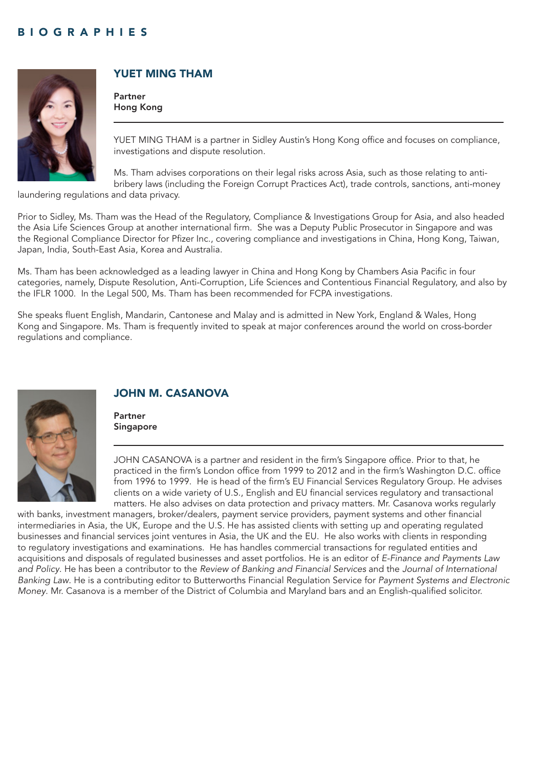# BIOGRAPHIES

## YUET MING THAM

**Partner**
**Hong Kong**

YUET MING THAM is a partner in Sidley Austin's Hong Kong office and focuses on compliance, investigations and dispute resolution.

Ms. Tham advises corporations on their legal risks across Asia, such as those relating to anti-bribery laws (including the Foreign Corrupt Practices Act), trade controls, sanctions, anti-money laundering regulations and data privacy.

Prior to Sidley, Ms. Tham was the Head of the Regulatory, Compliance & Investigations Group for Asia, and also headed the Asia Life Sciences Group at another international firm. She was a Deputy Public Prosecutor in Singapore and was the Regional Compliance Director for Pfizer Inc., covering compliance and investigations in China, Hong Kong, Taiwan, Japan, India, South-East Asia, Korea and Australia.

Ms. Tham has been acknowledged as a leading lawyer in China and Hong Kong by Chambers Asia Pacific in four categories, namely, Dispute Resolution, Anti-Corruption, Life Sciences and Contentious Financial Regulatory, and also by the IFLR 1000. In the Legal 500, Ms. Tham has been recommended for FCPA investigations.

She speaks fluent English, Mandarin, Cantonese and Malay and is admitted in New York, England & Wales, Hong Kong and Singapore. Ms. Tham is frequently invited to speak at major conferences around the world on cross-border regulations and compliance.

## JOHN M. CASANOVA

**Partner**
**Singapore**

JOHN CASANOVA is a partner and resident in the firm's Singapore office. Prior to that, he practiced in the firm's London office from 1999 to 2012 and in the firm's Washington D.C. office from 1996 to 1999. He is head of the firm's EU Financial Services Regulatory Group. He advises clients on a wide variety of U.S., English and EU financial services regulatory and transactional matters. He also advises on data protection and privacy matters. Mr. Casanova works regularly with banks, investment managers, broker/dealers, payment service providers, payment systems and other financial intermediaries in Asia, the UK, Europe and the U.S. He has assisted clients with setting up and operating regulated businesses and financial services joint ventures in Asia, the UK and the EU. He also works with clients in responding to regulatory investigations and examinations. He has handles commercial transactions for regulated entities and acquisitions and disposals of regulated businesses and asset portfolios. He is an editor of *E-Finance and Payments Law and Policy*. He has been a contributor to the *Review of Banking and Financial Services* and the *Journal of International Banking Law*. He is a contributing editor to Butterworths Financial Regulation Service for *Payment Systems and Electronic Money*. Mr. Casanova is a member of the District of Columbia and Maryland bars and an English-qualified solicitor.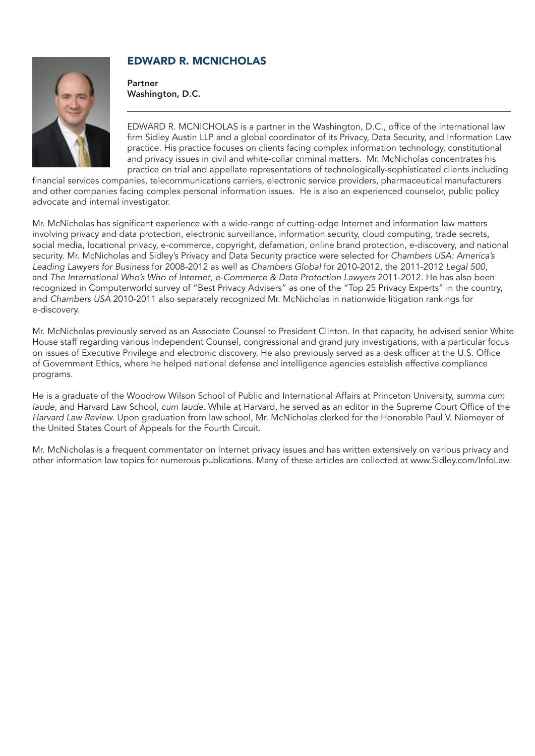## EDWARD R. MCNICHOLAS

**Partner**
**Washington, D.C.**

---

EDWARD R. MCNICHOLAS is a partner in the Washington, D.C., office of the international law firm Sidley Austin LLP and a global coordinator of its Privacy, Data Security, and Information Law practice. His practice focuses on clients facing complex information technology, constitutional and privacy issues in civil and white-collar criminal matters. Mr. McNicholas concentrates his practice on trial and appellate representations of technologically-sophisticated clients including financial services companies, telecommunications carriers, electronic service providers, pharmaceutical manufacturers and other companies facing complex personal information issues. He is also an experienced counselor, public policy advocate and internal investigator.

Mr. McNicholas has significant experience with a wide-range of cutting-edge Internet and information law matters involving privacy and data protection, electronic surveillance, information security, cloud computing, trade secrets, social media, locational privacy, e-commerce, copyright, defamation, online brand protection, e-discovery, and national security. Mr. McNicholas and Sidley's Privacy and Data Security practice were selected for *Chambers USA: America's Leading Lawyers for Business* for 2008-2012 as well as *Chambers Global* for 2010-2012, the 2011-2012 *Legal 500*, and *The International Who's Who of Internet, e-Commerce & Data Protection Lawyers* 2011-2012. He has also been recognized in Computerworld survey of "Best Privacy Advisers" as one of the "Top 25 Privacy Experts" in the country, and *Chambers USA* 2010-2011 also separately recognized Mr. McNicholas in nationwide litigation rankings for e-discovery.

Mr. McNicholas previously served as an Associate Counsel to President Clinton. In that capacity, he advised senior White House staff regarding various Independent Counsel, congressional and grand jury investigations, with a particular focus on issues of Executive Privilege and electronic discovery. He also previously served as a desk officer at the U.S. Office of Government Ethics, where he helped national defense and intelligence agencies establish effective compliance programs.

He is a graduate of the Woodrow Wilson School of Public and International Affairs at Princeton University, *summa cum laude*, and Harvard Law School, *cum laude*. While at Harvard, he served as an editor in the Supreme Court Office of the *Harvard Law Review*. Upon graduation from law school, Mr. McNicholas clerked for the Honorable Paul V. Niemeyer of the United States Court of Appeals for the Fourth Circuit.

Mr. McNicholas is a frequent commentator on Internet privacy issues and has written extensively on various privacy and other information law topics for numerous publications. Many of these articles are collected at www.Sidley.com/InfoLaw.